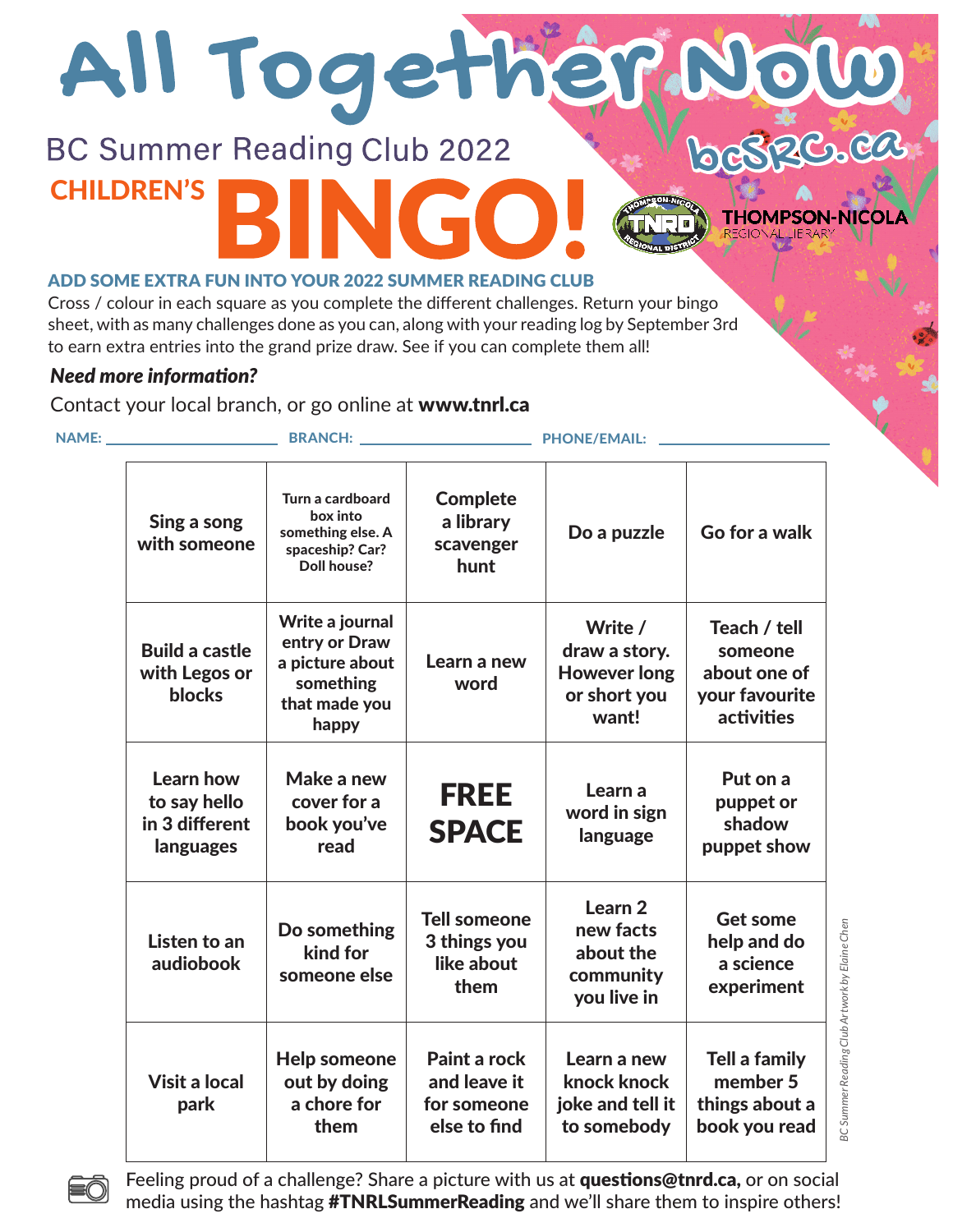# All Together Now

BC Summer Reading Club 2022

bcSRC.ca

## CHILDREN'S BINGO!

THOMPSON-NICOLA REGIONAL LIBRARY

### ADD SOME EXTRA FUN INTO YOUR 2022 SUMMER READING CLUB

Cross / colour in each square as you complete the different challenges. Return your bingo sheet, with as many challenges done as you can, along with your reading log by September 3rd to earn extra entries into the grand prize draw. See if you can complete them all!

***Need more information?***

Contact your local branch, or go online at **www.tnrl.ca**

NAME: ____________ BRANCH: ____________ PHONE/EMAIL: ____________

| | | | | |
|---|---|---|---|---|
| Sing a song with someone | Turn a cardboard box into something else. A spaceship? Car? Doll house? | Complete a library scavenger hunt | Do a puzzle | Go for a walk |
| Build a castle with Legos or blocks | Write a journal entry or Draw a picture about something that made you happy | Learn a new word | Write / draw a story. However long or short you want! | Teach / tell someone about one of your favourite activities |
| Learn how to say hello in 3 different languages | Make a new cover for a book you've read | **FREE SPACE** | Learn a word in sign language | Put on a puppet or shadow puppet show |
| Listen to an audiobook | Do something kind for someone else | Tell someone 3 things you like about them | Learn 2 new facts about the community you live in | Get some help and do a science experiment |
| Visit a local park | Help someone out by doing a chore for them | Paint a rock and leave it for someone else to find | Learn a new knock knock joke and tell it to somebody | Tell a family member 5 things about a book you read |

Feeling proud of a challenge? Share a picture with us at **questions@tnrd.ca,** or on social media using the hashtag **#TNRLSummerReading** and we'll share them to inspire others!

*BC Summer Reading Club Artwork by Elaine Chen*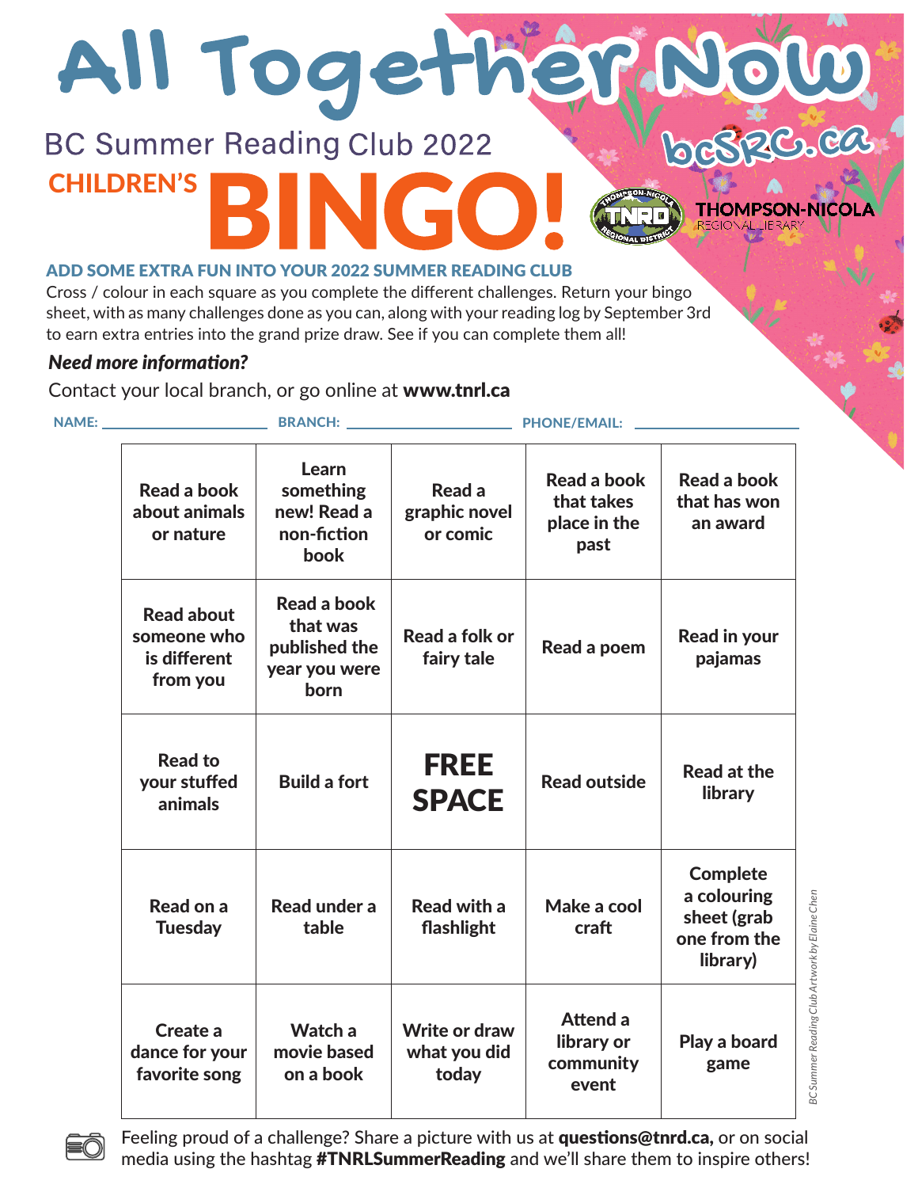# All Together Now

## BC Summer Reading Club 2022

bcSRC.ca

THOMPSON-NICOLA REGIONAL LIBRARY

## CHILDREN'S BINGO!

### ADD SOME EXTRA FUN INTO YOUR 2022 SUMMER READING CLUB

Cross / colour in each square as you complete the different challenges. Return your bingo sheet, with as many challenges done as you can, along with your reading log by September 3rd to earn extra entries into the grand prize draw. See if you can complete them all!

***Need more information?***

Contact your local branch, or go online at **www.tnrl.ca**

NAME: ______________ BRANCH: ______________ PHONE/EMAIL: ______________

| | | | | |
|---|---|---|---|---|
| Read a book about animals or nature | Learn something new! Read a non-fiction book | Read a graphic novel or comic | Read a book that takes place in the past | Read a book that has won an award |
| Read about someone who is different from you | Read a book that was published the year you were born | Read a folk or fairy tale | Read a poem | Read in your pajamas |
| Read to your stuffed animals | Build a fort | **FREE SPACE** | Read outside | Read at the library |
| Read on a Tuesday | Read under a table | Read with a flashlight | Make a cool craft | Complete a colouring sheet (grab one from the library) |
| Create a dance for your favorite song | Watch a movie based on a book | Write or draw what you did today | Attend a library or community event | Play a board game |

*BC Summer Reading Club Artwork by Elaine Chen*

Feeling proud of a challenge? Share a picture with us at **questions@tnrd.ca,** or on social media using the hashtag **#TNRLSummerReading** and we'll share them to inspire others!